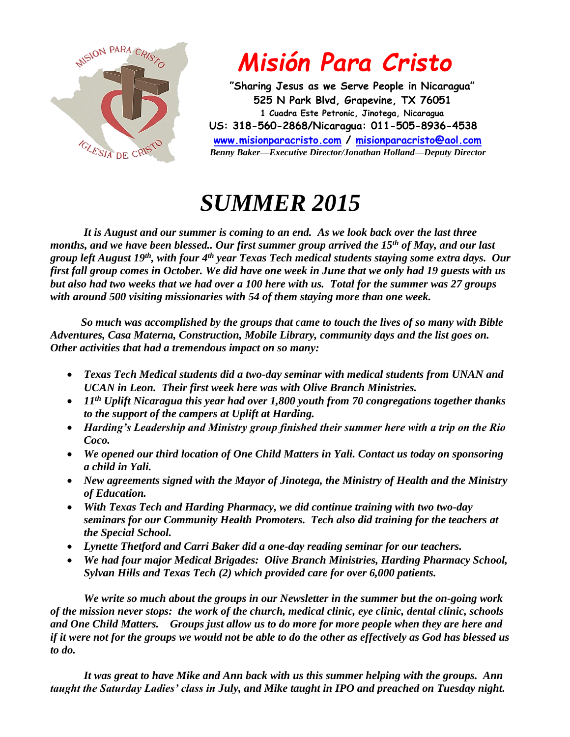# *Misión Para Cristo*

**"Sharing Jesus as we Serve People in Nicaragua"**
**525 N Park Blvd, Grapevine, TX 76051**
**1 Cuadra Este Petronic, Jinotega, Nicaragua**
**US: 318-560-2868/Nicaragua: 011-505-8936-4538**
**www.misionparacristo.com / misionparacristo@aol.com**
***Benny Baker—Executive Director/Jonathan Holland—Deputy Director***

# *SUMMER 2015*

***It is August and our summer is coming to an end. As we look back over the last three months, and we have been blessed.. Our first summer group arrived the 15th of May, and our last group left August 19th, with four 4th year Texas Tech medical students staying some extra days. Our first fall group comes in October. We did have one week in June that we only had 19 guests with us but also had two weeks that we had over a 100 here with us. Total for the summer was 27 groups with around 500 visiting missionaries with 54 of them staying more than one week.***

***So much was accomplished by the groups that came to touch the lives of so many with Bible Adventures, Casa Materna, Construction, Mobile Library, community days and the list goes on. Other activities that had a tremendous impact on so many:***

- ***Texas Tech Medical students did a two-day seminar with medical students from UNAN and UCAN in Leon. Their first week here was with Olive Branch Ministries.***
- ***11th Uplift Nicaragua this year had over 1,800 youth from 70 congregations together thanks to the support of the campers at Uplift at Harding.***
- ***Harding's Leadership and Ministry group finished their summer here with a trip on the Rio Coco.***
- ***We opened our third location of One Child Matters in Yali. Contact us today on sponsoring a child in Yali.***
- ***New agreements signed with the Mayor of Jinotega, the Ministry of Health and the Ministry of Education.***
- ***With Texas Tech and Harding Pharmacy, we did continue training with two two-day seminars for our Community Health Promoters. Tech also did training for the teachers at the Special School.***
- ***Lynette Thetford and Carri Baker did a one-day reading seminar for our teachers.***
- ***We had four major Medical Brigades: Olive Branch Ministries, Harding Pharmacy School, Sylvan Hills and Texas Tech (2) which provided care for over 6,000 patients.***

***We write so much about the groups in our Newsletter in the summer but the on-going work of the mission never stops: the work of the church, medical clinic, eye clinic, dental clinic, schools and One Child Matters. Groups just allow us to do more for more people when they are here and if it were not for the groups we would not be able to do the other as effectively as God has blessed us to do.***

***It was great to have Mike and Ann back with us this summer helping with the groups. Ann taught the Saturday Ladies' class in July, and Mike taught in IPO and preached on Tuesday night.***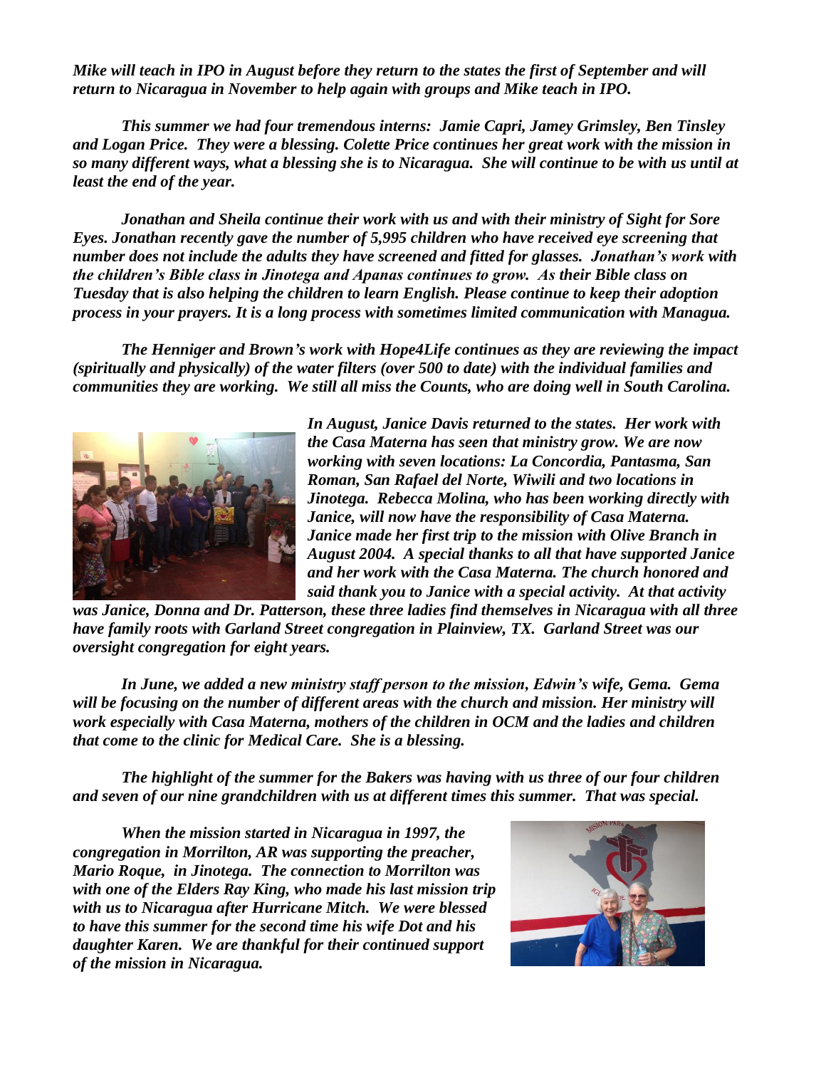*Mike will teach in IPO in August before they return to the states the first of September and will return to Nicaragua in November to help again with groups and Mike teach in IPO.*

*This summer we had four tremendous interns: Jamie Capri, Jamey Grimsley, Ben Tinsley and Logan Price. They were a blessing. Colette Price continues her great work with the mission in so many different ways, what a blessing she is to Nicaragua. She will continue to be with us until at least the end of the year.*

*Jonathan and Sheila continue their work with us and with their ministry of Sight for Sore Eyes. Jonathan recently gave the number of 5,995 children who have received eye screening that number does not include the adults they have screened and fitted for glasses. Jonathan's work with the children's Bible class in Jinotega and Apanas continues to grow. As their Bible class on Tuesday that is also helping the children to learn English. Please continue to keep their adoption process in your prayers. It is a long process with sometimes limited communication with Managua.*

*The Henniger and Brown's work with Hope4Life continues as they are reviewing the impact (spiritually and physically) of the water filters (over 500 to date) with the individual families and communities they are working. We still all miss the Counts, who are doing well in South Carolina.*

*In August, Janice Davis returned to the states. Her work with the Casa Materna has seen that ministry grow. We are now working with seven locations: La Concordia, Pantasma, San Roman, San Rafael del Norte, Wiwili and two locations in Jinotega. Rebecca Molina, who has been working directly with Janice, will now have the responsibility of Casa Materna. Janice made her first trip to the mission with Olive Branch in August 2004. A special thanks to all that have supported Janice and her work with the Casa Materna. The church honored and said thank you to Janice with a special activity. At that activity was Janice, Donna and Dr. Patterson, these three ladies find themselves in Nicaragua with all three have family roots with Garland Street congregation in Plainview, TX. Garland Street was our oversight congregation for eight years.*

*In June, we added a new ministry staff person to the mission, Edwin's wife, Gema. Gema will be focusing on the number of different areas with the church and mission. Her ministry will work especially with Casa Materna, mothers of the children in OCM and the ladies and children that come to the clinic for Medical Care. She is a blessing.*

*The highlight of the summer for the Bakers was having with us three of our four children and seven of our nine grandchildren with us at different times this summer. That was special.*

*When the mission started in Nicaragua in 1997, the congregation in Morrilton, AR was supporting the preacher, Mario Roque, in Jinotega. The connection to Morrilton was with one of the Elders Ray King, who made his last mission trip with us to Nicaragua after Hurricane Mitch. We were blessed to have this summer for the second time his wife Dot and his daughter Karen. We are thankful for their continued support of the mission in Nicaragua.*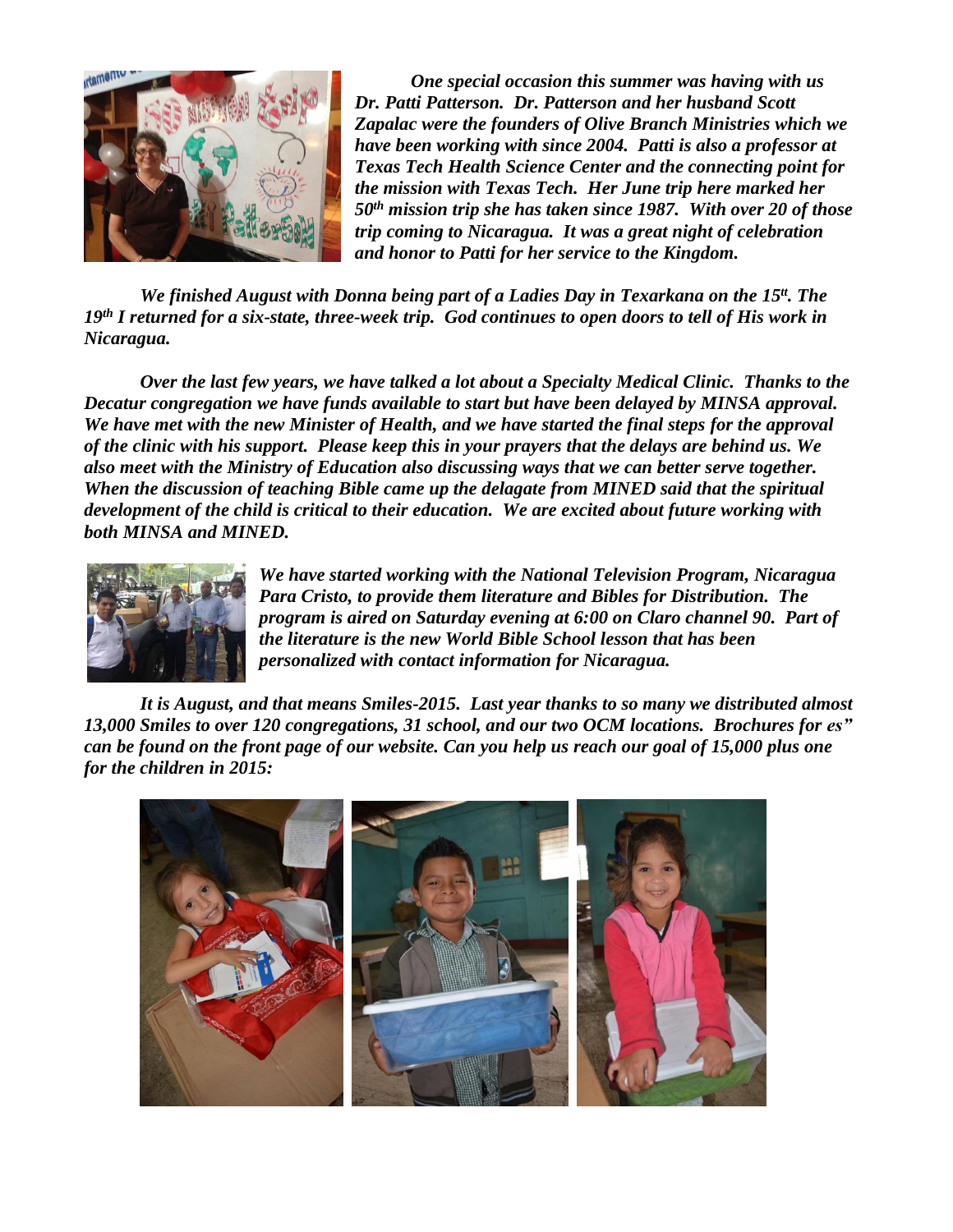*One special occasion this summer was having with us Dr. Patti Patterson. Dr. Patterson and her husband Scott Zapalac were the founders of Olive Branch Ministries which we have been working with since 2004. Patti is also a professor at Texas Tech Health Science Center and the connecting point for the mission with Texas Tech. Her June trip here marked her 50th mission trip she has taken since 1987. With over 20 of those trip coming to Nicaragua. It was a great night of celebration and honor to Patti for her service to the Kingdom.*

*We finished August with Donna being part of a Ladies Day in Texarkana on the 15tt. The 19th I returned for a six-state, three-week trip. God continues to open doors to tell of His work in Nicaragua.*

*Over the last few years, we have talked a lot about a Specialty Medical Clinic. Thanks to the Decatur congregation we have funds available to start but have been delayed by MINSA approval. We have met with the new Minister of Health, and we have started the final steps for the approval of the clinic with his support. Please keep this in your prayers that the delays are behind us. We also meet with the Ministry of Education also discussing ways that we can better serve together. When the discussion of teaching Bible came up the delagate from MINED said that the spiritual development of the child is critical to their education. We are excited about future working with both MINSA and MINED.*

*We have started working with the National Television Program, Nicaragua Para Cristo, to provide them literature and Bibles for Distribution. The program is aired on Saturday evening at 6:00 on Claro channel 90. Part of the literature is the new World Bible School lesson that has been personalized with contact information for Nicaragua.*

*It is August, and that means Smiles-2015. Last year thanks to so many we distributed almost 13,000 Smiles to over 120 congregations, 31 school, and our two OCM locations. Brochures for es" can be found on the front page of our website. Can you help us reach our goal of 15,000 plus one for the children in 2015:*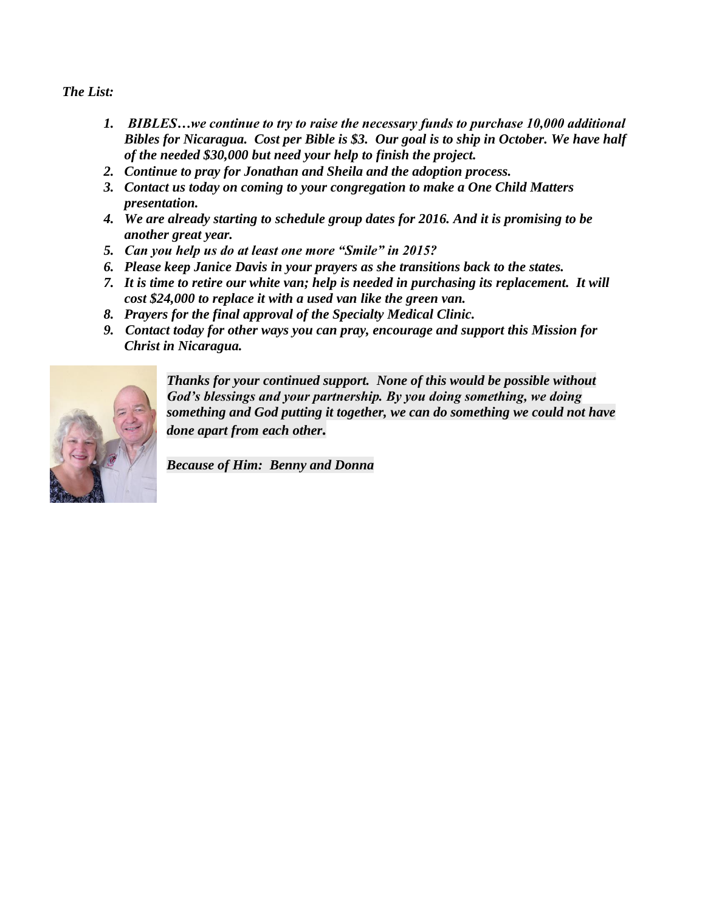***The List:***

1. ***BIBLES…we continue to try to raise the necessary funds to purchase 10,000 additional Bibles for Nicaragua. Cost per Bible is $3. Our goal is to ship in October. We have half of the needed $30,000 but need your help to finish the project.***
2. ***Continue to pray for Jonathan and Sheila and the adoption process.***
3. ***Contact us today on coming to your congregation to make a One Child Matters presentation.***
4. ***We are already starting to schedule group dates for 2016. And it is promising to be another great year.***
5. ***Can you help us do at least one more "Smile" in 2015?***
6. ***Please keep Janice Davis in your prayers as she transitions back to the states.***
7. ***It is time to retire our white van; help is needed in purchasing its replacement. It will cost $24,000 to replace it with a used van like the green van.***
8. ***Prayers for the final approval of the Specialty Medical Clinic.***
9. ***Contact today for other ways you can pray, encourage and support this Mission for Christ in Nicaragua.***

***Thanks for your continued support. None of this would be possible without God's blessings and your partnership. By you doing something, we doing something and God putting it together, we can do something we could not have done apart from each other.***

***Because of Him: Benny and Donna***